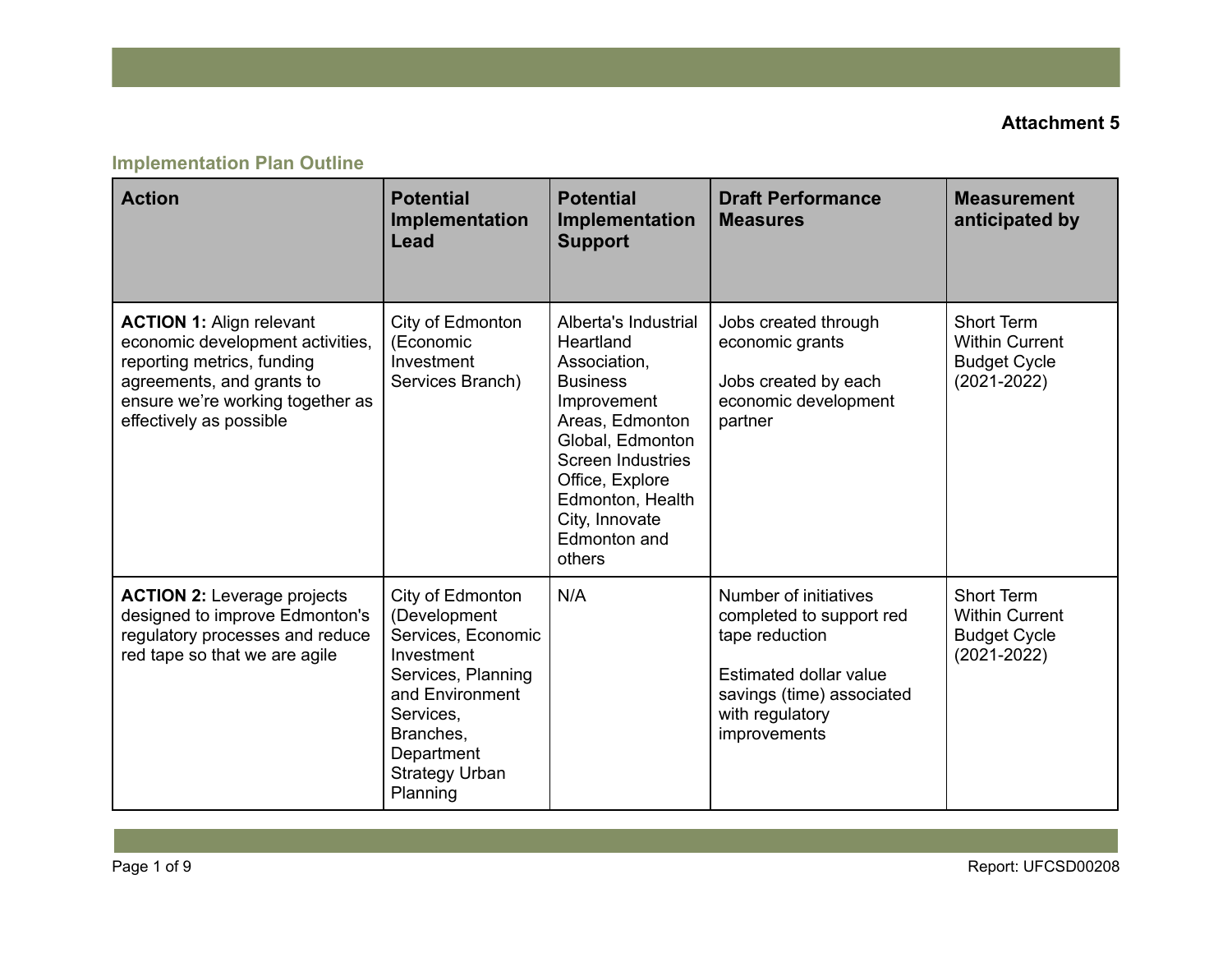**Attachment 5**

## Implementation Plan Outline

| Action | Potential Implementation Lead | Potential Implementation Support | Draft Performance Measures | Measurement anticipated by |
|---|---|---|---|---|
| **ACTION 1:** Align relevant economic development activities, reporting metrics, funding agreements, and grants to ensure we're working together as effectively as possible | City of Edmonton (Economic Investment Services Branch) | Alberta's Industrial Heartland Association, Business Improvement Areas, Edmonton Global, Edmonton Screen Industries Office, Explore Edmonton, Health City, Innovate Edmonton and others | Jobs created through economic grants<br><br>Jobs created by each economic development partner | Short Term Within Current Budget Cycle (2021-2022) |
| **ACTION 2:** Leverage projects designed to improve Edmonton's regulatory processes and reduce red tape so that we are agile | City of Edmonton (Development Services, Economic Investment Services, Planning and Environment Services, Branches, Department Strategy Urban Planning | N/A | Number of initiatives completed to support red tape reduction<br><br>Estimated dollar value savings (time) associated with regulatory improvements | Short Term Within Current Budget Cycle (2021-2022) |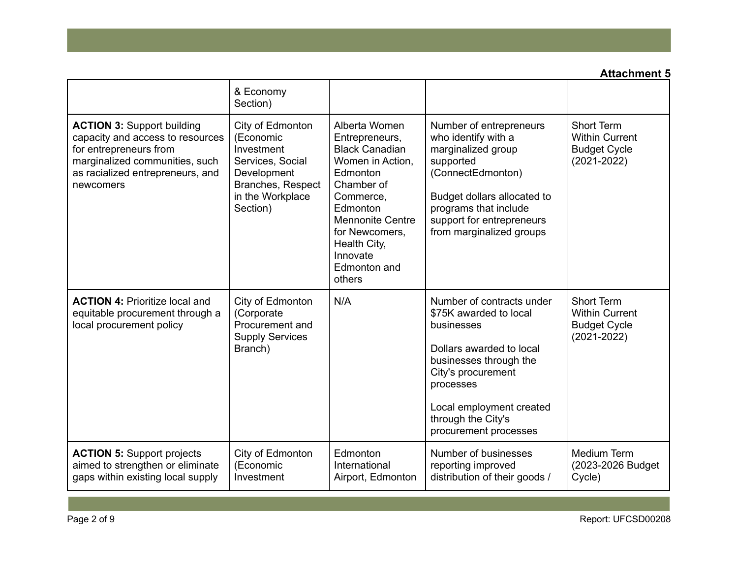**Attachment 5**

| | | | | |
|---|---|---|---|---|
| | & Economy Section) | | | |
| **ACTION 3:** Support building capacity and access to resources for entrepreneurs from marginalized communities, such as racialized entrepreneurs, and newcomers | City of Edmonton (Economic Investment Services, Social Development Branches, Respect in the Workplace Section) | Alberta Women Entrepreneurs, Black Canadian Women in Action, Edmonton Chamber of Commerce, Edmonton Mennonite Centre for Newcomers, Health City, Innovate Edmonton and others | Number of entrepreneurs who identify with a marginalized group supported (ConnectEdmonton)<br><br>Budget dollars allocated to programs that include support for entrepreneurs from marginalized groups | Short Term Within Current Budget Cycle (2021-2022) |
| **ACTION 4:** Prioritize local and equitable procurement through a local procurement policy | City of Edmonton (Corporate Procurement and Supply Services Branch) | N/A | Number of contracts under $75K awarded to local businesses<br><br>Dollars awarded to local businesses through the City's procurement processes<br><br>Local employment created through the City's procurement processes | Short Term Within Current Budget Cycle (2021-2022) |
| **ACTION 5:** Support projects aimed to strengthen or eliminate gaps within existing local supply | City of Edmonton (Economic Investment | Edmonton International Airport, Edmonton | Number of businesses reporting improved distribution of their goods / | Medium Term (2023-2026 Budget Cycle) |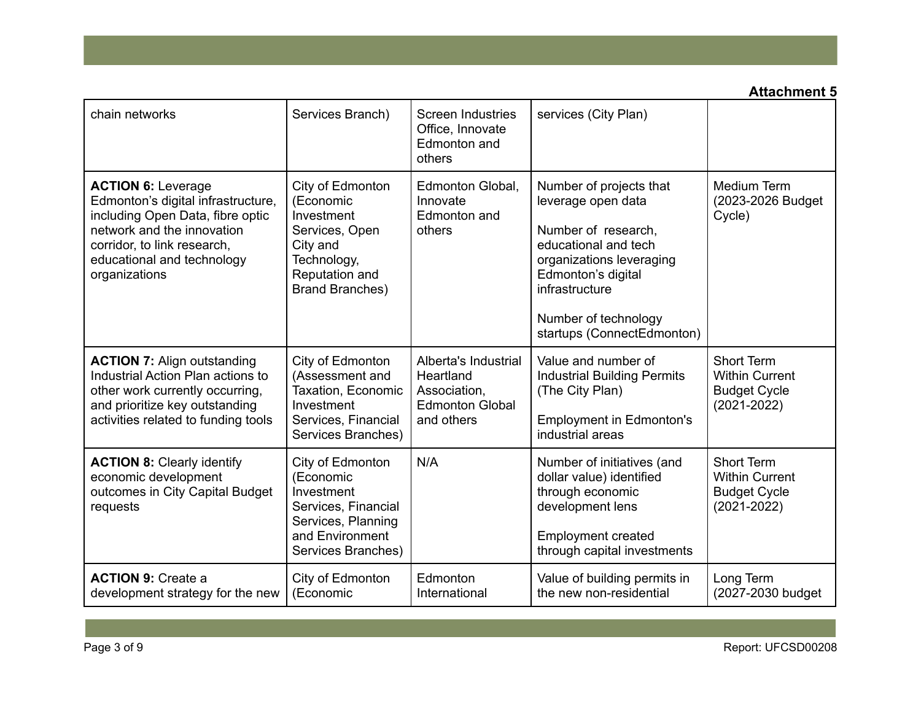**Attachment 5**

| | | | | |
|---|---|---|---|---|
| chain networks | Services Branch) | Screen Industries Office, Innovate Edmonton and others | services (City Plan) | |
| **ACTION 6:** Leverage Edmonton's digital infrastructure, including Open Data, fibre optic network and the innovation corridor, to link research, educational and technology organizations | City of Edmonton (Economic Investment Services, Open City and Technology, Reputation and Brand Branches) | Edmonton Global, Innovate Edmonton and others | Number of projects that leverage open data<br><br>Number of research, educational and tech organizations leveraging Edmonton's digital infrastructure<br><br>Number of technology startups (ConnectEdmonton) | Medium Term (2023-2026 Budget Cycle) |
| **ACTION 7:** Align outstanding Industrial Action Plan actions to other work currently occurring, and prioritize key outstanding activities related to funding tools | City of Edmonton (Assessment and Taxation, Economic Investment Services, Financial Services Branches) | Alberta's Industrial Heartland Association, Edmonton Global and others | Value and number of Industrial Building Permits (The City Plan)<br><br>Employment in Edmonton's industrial areas | Short Term Within Current Budget Cycle (2021-2022) |
| **ACTION 8:** Clearly identify economic development outcomes in City Capital Budget requests | City of Edmonton (Economic Investment Services, Financial Services, Planning and Environment Services Branches) | N/A | Number of initiatives (and dollar value) identified through economic development lens<br><br>Employment created through capital investments | Short Term Within Current Budget Cycle (2021-2022) |
| **ACTION 9:** Create a development strategy for the new | City of Edmonton (Economic | Edmonton International | Value of building permits in the new non-residential | Long Term (2027-2030 budget |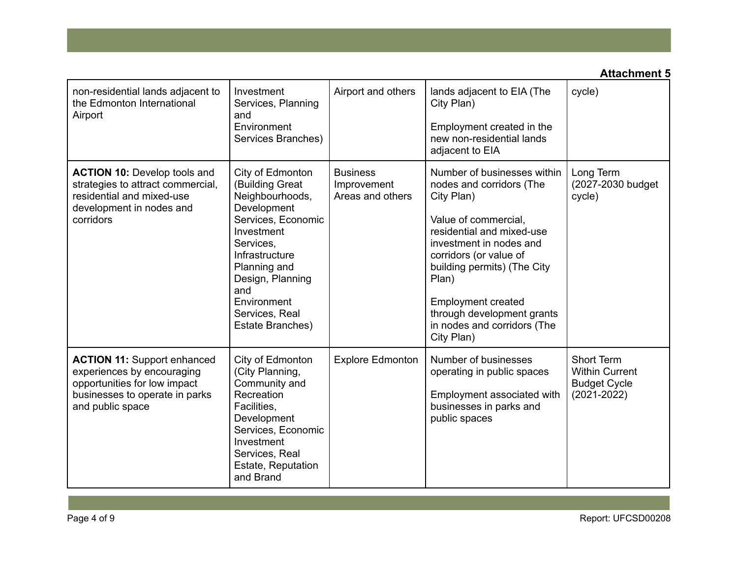**Attachment 5**

| | | | | |
|---|---|---|---|---|
| non-residential lands adjacent to the Edmonton International Airport | Investment Services, Planning and Environment Services Branches) | Airport and others | lands adjacent to EIA (The City Plan)<br><br>Employment created in the new non-residential lands adjacent to EIA | cycle) |
| **ACTION 10:** Develop tools and strategies to attract commercial, residential and mixed-use development in nodes and corridors | City of Edmonton (Building Great Neighbourhoods, Development Services, Economic Investment Services, Infrastructure Planning and Design, Planning and Environment Services, Real Estate Branches) | Business Improvement Areas and others | Number of businesses within nodes and corridors (The City Plan)<br><br>Value of commercial, residential and mixed-use investment in nodes and corridors (or value of building permits) (The City Plan)<br><br>Employment created through development grants in nodes and corridors (The City Plan) | Long Term (2027-2030 budget cycle) |
| **ACTION 11:** Support enhanced experiences by encouraging opportunities for low impact businesses to operate in parks and public space | City of Edmonton (City Planning, Community and Recreation Facilities, Development Services, Economic Investment Services, Real Estate, Reputation and Brand | Explore Edmonton | Number of businesses operating in public spaces<br><br>Employment associated with businesses in parks and public spaces | Short Term Within Current Budget Cycle (2021-2022) |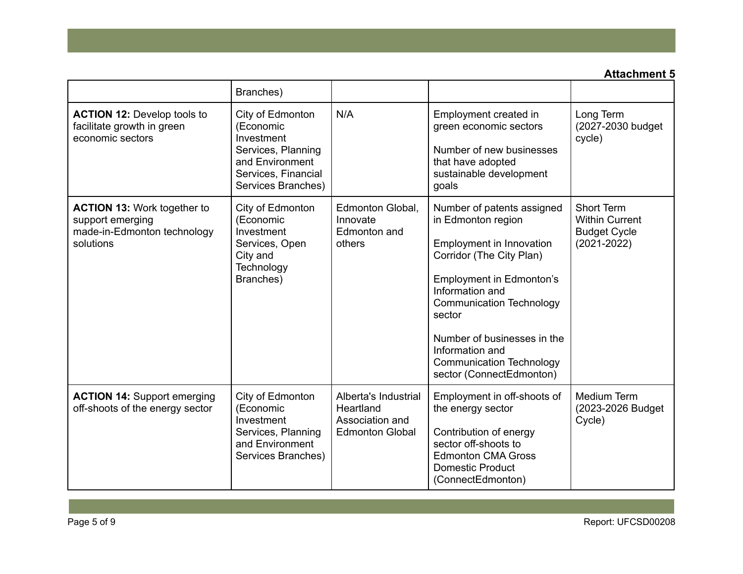**Attachment 5**

| | | | | |
|---|---|---|---|---|
| | Branches) | | | |
| **ACTION 12:** Develop tools to facilitate growth in green economic sectors | City of Edmonton (Economic Investment Services, Planning and Environment Services, Financial Services Branches) | N/A | Employment created in green economic sectors<br><br>Number of new businesses that have adopted sustainable development goals | Long Term (2027-2030 budget cycle) |
| **ACTION 13:** Work together to support emerging made-in-Edmonton technology solutions | City of Edmonton (Economic Investment Services, Open City and Technology Branches) | Edmonton Global, Innovate Edmonton and others | Number of patents assigned in Edmonton region<br><br>Employment in Innovation Corridor (The City Plan)<br><br>Employment in Edmonton's Information and Communication Technology sector<br><br>Number of businesses in the Information and Communication Technology sector (ConnectEdmonton) | Short Term Within Current Budget Cycle (2021-2022) |
| **ACTION 14:** Support emerging off-shoots of the energy sector | City of Edmonton (Economic Investment Services, Planning and Environment Services Branches) | Alberta's Industrial Heartland Association and Edmonton Global | Employment in off-shoots of the energy sector<br><br>Contribution of energy sector off-shoots to Edmonton CMA Gross Domestic Product (ConnectEdmonton) | Medium Term (2023-2026 Budget Cycle) |

Report: UFCSD00208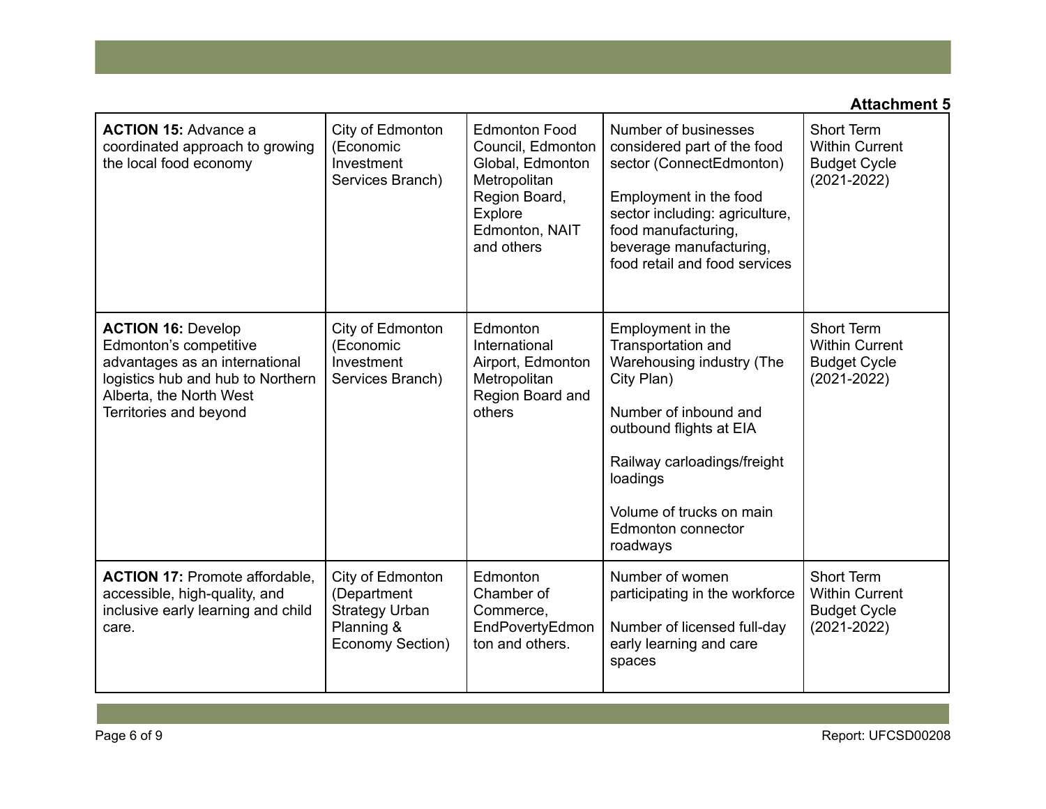**Attachment 5**

| | | | | |
|---|---|---|---|---|
| **ACTION 15:** Advance a coordinated approach to growing the local food economy | City of Edmonton (Economic Investment Services Branch) | Edmonton Food Council, Edmonton Global, Edmonton Metropolitan Region Board, Explore Edmonton, NAIT and others | Number of businesses considered part of the food sector (ConnectEdmonton)<br><br>Employment in the food sector including: agriculture, food manufacturing, beverage manufacturing, food retail and food services | Short Term Within Current Budget Cycle (2021-2022) |
| **ACTION 16:** Develop Edmonton's competitive advantages as an international logistics hub and hub to Northern Alberta, the North West Territories and beyond | City of Edmonton (Economic Investment Services Branch) | Edmonton International Airport, Edmonton Metropolitan Region Board and others | Employment in the Transportation and Warehousing industry (The City Plan)<br><br>Number of inbound and outbound flights at EIA<br><br>Railway carloadings/freight loadings<br><br>Volume of trucks on main Edmonton connector roadways | Short Term Within Current Budget Cycle (2021-2022) |
| **ACTION 17:** Promote affordable, accessible, high-quality, and inclusive early learning and child care. | City of Edmonton (Department Strategy Urban Planning & Economy Section) | Edmonton Chamber of Commerce, EndPovertyEdmonton and others. | Number of women participating in the workforce<br><br>Number of licensed full-day early learning and care spaces | Short Term Within Current Budget Cycle (2021-2022) |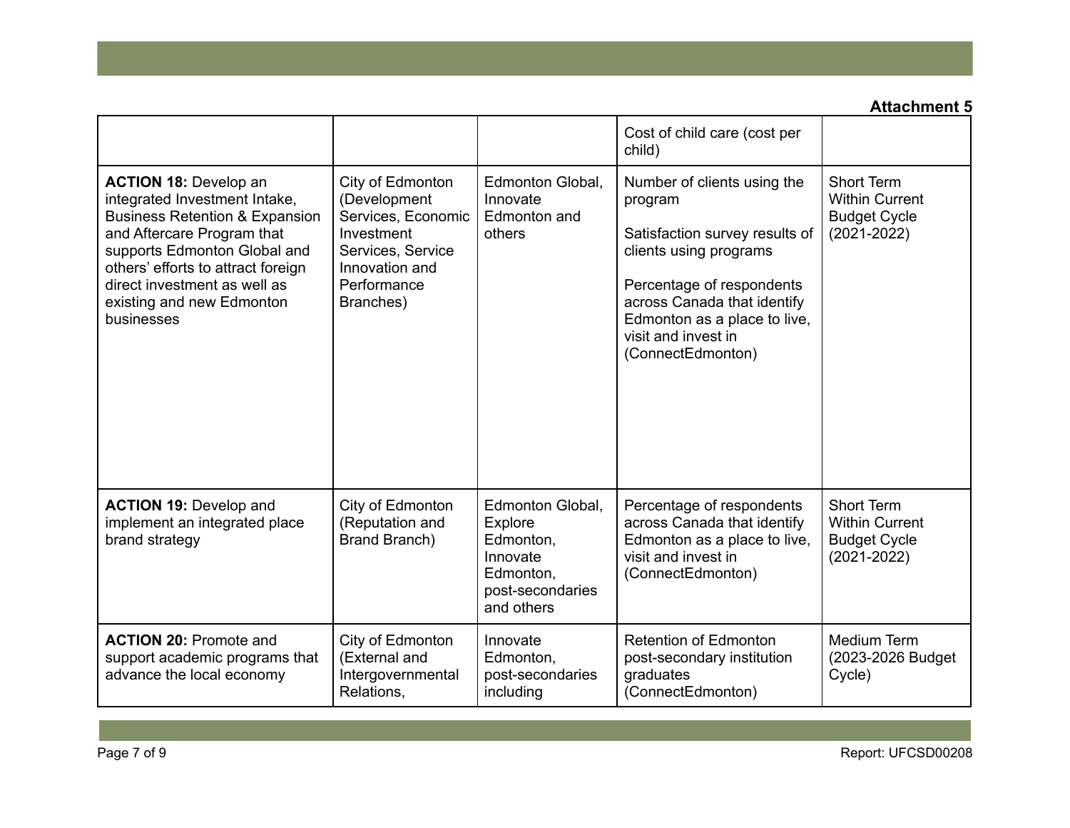**Attachment 5**

| | | | | |
|---|---|---|---|---|
| | | | Cost of child care (cost per child) | |
| **ACTION 18:** Develop an integrated Investment Intake, Business Retention & Expansion and Aftercare Program that supports Edmonton Global and others' efforts to attract foreign direct investment as well as existing and new Edmonton businesses | City of Edmonton (Development Services, Economic Investment Services, Service Innovation and Performance Branches) | Edmonton Global, Innovate Edmonton and others | Number of clients using the program<br><br>Satisfaction survey results of clients using programs<br><br>Percentage of respondents across Canada that identify Edmonton as a place to live, visit and invest in (ConnectEdmonton) | Short Term Within Current Budget Cycle (2021-2022) |
| **ACTION 19:** Develop and implement an integrated place brand strategy | City of Edmonton (Reputation and Brand Branch) | Edmonton Global, Explore Edmonton, Innovate Edmonton, post-secondaries and others | Percentage of respondents across Canada that identify Edmonton as a place to live, visit and invest in (ConnectEdmonton) | Short Term Within Current Budget Cycle (2021-2022) |
| **ACTION 20:** Promote and support academic programs that advance the local economy | City of Edmonton (External and Intergovernmental Relations, | Innovate Edmonton, post-secondaries including | Retention of Edmonton post-secondary institution graduates (ConnectEdmonton) | Medium Term (2023-2026 Budget Cycle) |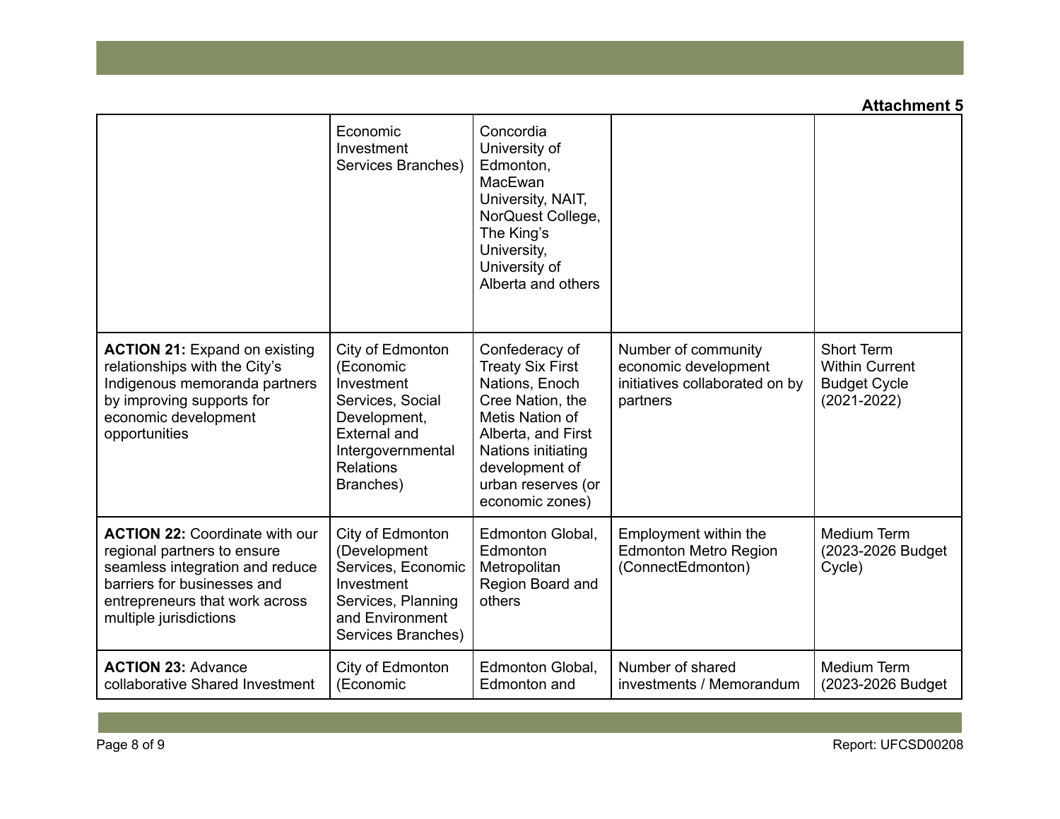**Attachment 5**

| | | | | |
|---|---|---|---|---|
| | Economic Investment Services Branches) | Concordia University of Edmonton, MacEwan University, NAIT, NorQuest College, The King's University, University of Alberta and others | | |
| **ACTION 21:** Expand on existing relationships with the City's Indigenous memoranda partners by improving supports for economic development opportunities | City of Edmonton (Economic Investment Services, Social Development, External and Intergovernmental Relations Branches) | Confederacy of Treaty Six First Nations, Enoch Cree Nation, the Metis Nation of Alberta, and First Nations initiating development of urban reserves (or economic zones) | Number of community economic development initiatives collaborated on by partners | Short Term Within Current Budget Cycle (2021-2022) |
| **ACTION 22:** Coordinate with our regional partners to ensure seamless integration and reduce barriers for businesses and entrepreneurs that work across multiple jurisdictions | City of Edmonton (Development Services, Economic Investment Services, Planning and Environment Services Branches) | Edmonton Global, Edmonton Metropolitan Region Board and others | Employment within the Edmonton Metro Region (ConnectEdmonton) | Medium Term (2023-2026 Budget Cycle) |
| **ACTION 23:** Advance collaborative Shared Investment | City of Edmonton (Economic | Edmonton Global, Edmonton and | Number of shared investments / Memorandum | Medium Term (2023-2026 Budget |

Report: UFCSD00208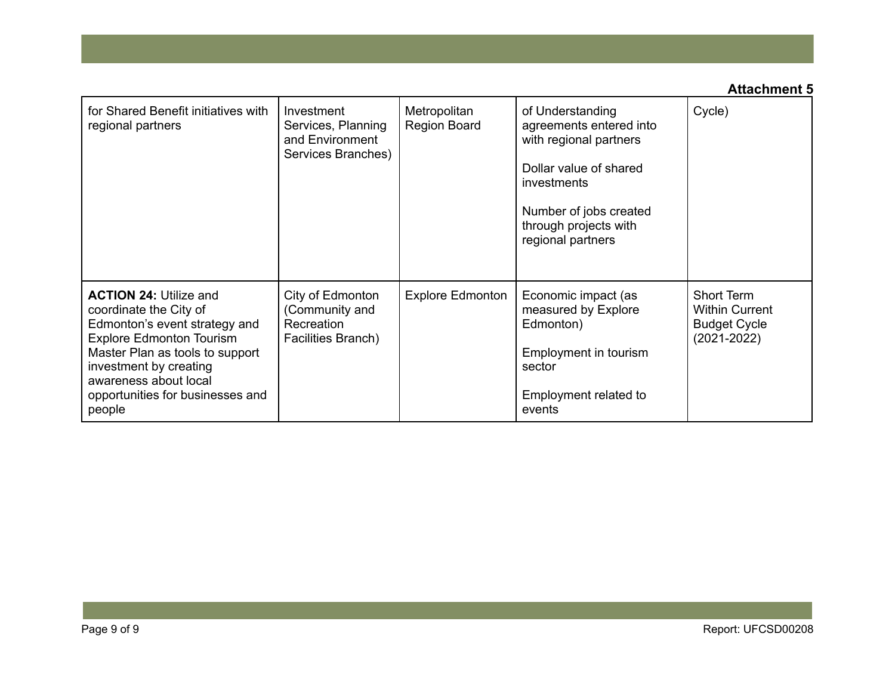**Attachment 5**

| | | | | |
|---|---|---|---|---|
| for Shared Benefit initiatives with regional partners | Investment Services, Planning and Environment Services Branches) | Metropolitan Region Board | of Understanding agreements entered into with regional partners<br><br>Dollar value of shared investments<br><br>Number of jobs created through projects with regional partners | Cycle) |
| **ACTION 24:** Utilize and coordinate the City of Edmonton's event strategy and Explore Edmonton Tourism Master Plan as tools to support investment by creating awareness about local opportunities for businesses and people | City of Edmonton (Community and Recreation Facilities Branch) | Explore Edmonton | Economic impact (as measured by Explore Edmonton)<br><br>Employment in tourism sector<br><br>Employment related to events | Short Term Within Current Budget Cycle (2021-2022) |

Report: UFCSD00208